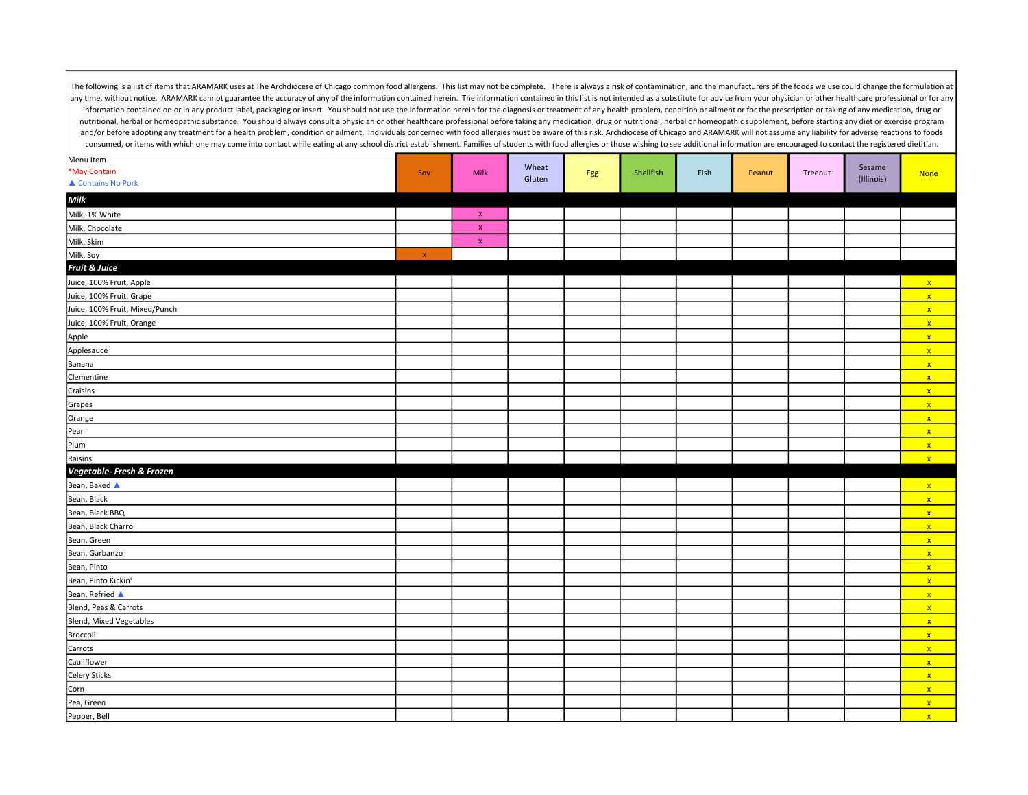The following is a list of items that ARAMARK uses at The Archdiocese of Chicago common food allergens. This list may not be complete. There is always a risk of contamination, and the manufacturers of the foods we use could change the formulation at any time, without notice. ARAMARK cannot guarantee the accuracy of any of the information contained herein. The information contained in this list is not intended as a substitute for advice from your physician or other healthcare professional or for any information contained on or in any product label, packaging or insert. You should not use the information herein for the diagnosis or treatment of any health problem, condition or ailment or for the prescription or taking of any medication, drug or nutritional, herbal or homeopathic substance. You should always consult a physician or other healthcare professional before taking any medication, drug or nutritional, herbal or homeopathic supplement, before starting any diet or exercise program and/or before adopting any treatment for a health problem, condition or ailment. Individuals concerned with food allergies must be aware of this risk. Archdiocese of Chicago and ARAMARK will not assume any liability for adverse reactions to foods consumed, or items with which one may come into contact while eating at any school district establishment. Families of students with food allergies or those wishing to see additional information are encouraged to contact the registered dietitian.

| Menu Item<br>*May Contain<br>▲ Contains No Pork | Soy | Milk | Wheat Gluten | Egg | Shellfish | Fish | Peanut | Treenut | Sesame (Illinois) | None |
|---|---|---|---|---|---|---|---|---|---|---|
| ***Milk*** | | | | | | | | | | |
| Milk, 1% White | | x | | | | | | | | |
| Milk, Chocolate | | x | | | | | | | | |
| Milk, Skim | | x | | | | | | | | |
| Milk, Soy | x | | | | | | | | | |
| ***Fruit & Juice*** | | | | | | | | | | |
| Juice, 100% Fruit, Apple | | | | | | | | | | x |
| Juice, 100% Fruit, Grape | | | | | | | | | | x |
| Juice, 100% Fruit, Mixed/Punch | | | | | | | | | | x |
| Juice, 100% Fruit, Orange | | | | | | | | | | x |
| Apple | | | | | | | | | | x |
| Applesauce | | | | | | | | | | x |
| Banana | | | | | | | | | | x |
| Clementine | | | | | | | | | | x |
| Craisins | | | | | | | | | | x |
| Grapes | | | | | | | | | | x |
| Orange | | | | | | | | | | x |
| Pear | | | | | | | | | | x |
| Plum | | | | | | | | | | x |
| Raisins | | | | | | | | | | x |
| ***Vegetable- Fresh & Frozen*** | | | | | | | | | | |
| Bean, Baked ▲ | | | | | | | | | | x |
| Bean, Black | | | | | | | | | | x |
| Bean, Black BBQ | | | | | | | | | | x |
| Bean, Black Charro | | | | | | | | | | x |
| Bean, Green | | | | | | | | | | x |
| Bean, Garbanzo | | | | | | | | | | x |
| Bean, Pinto | | | | | | | | | | x |
| Bean, Pinto Kickin' | | | | | | | | | | x |
| Bean, Refried ▲ | | | | | | | | | | x |
| Blend, Peas & Carrots | | | | | | | | | | x |
| Blend, Mixed Vegetables | | | | | | | | | | x |
| Broccoli | | | | | | | | | | x |
| Carrots | | | | | | | | | | x |
| Cauliflower | | | | | | | | | | x |
| Celery Sticks | | | | | | | | | | x |
| Corn | | | | | | | | | | x |
| Pea, Green | | | | | | | | | | x |
| Pepper, Bell | | | | | | | | | | x |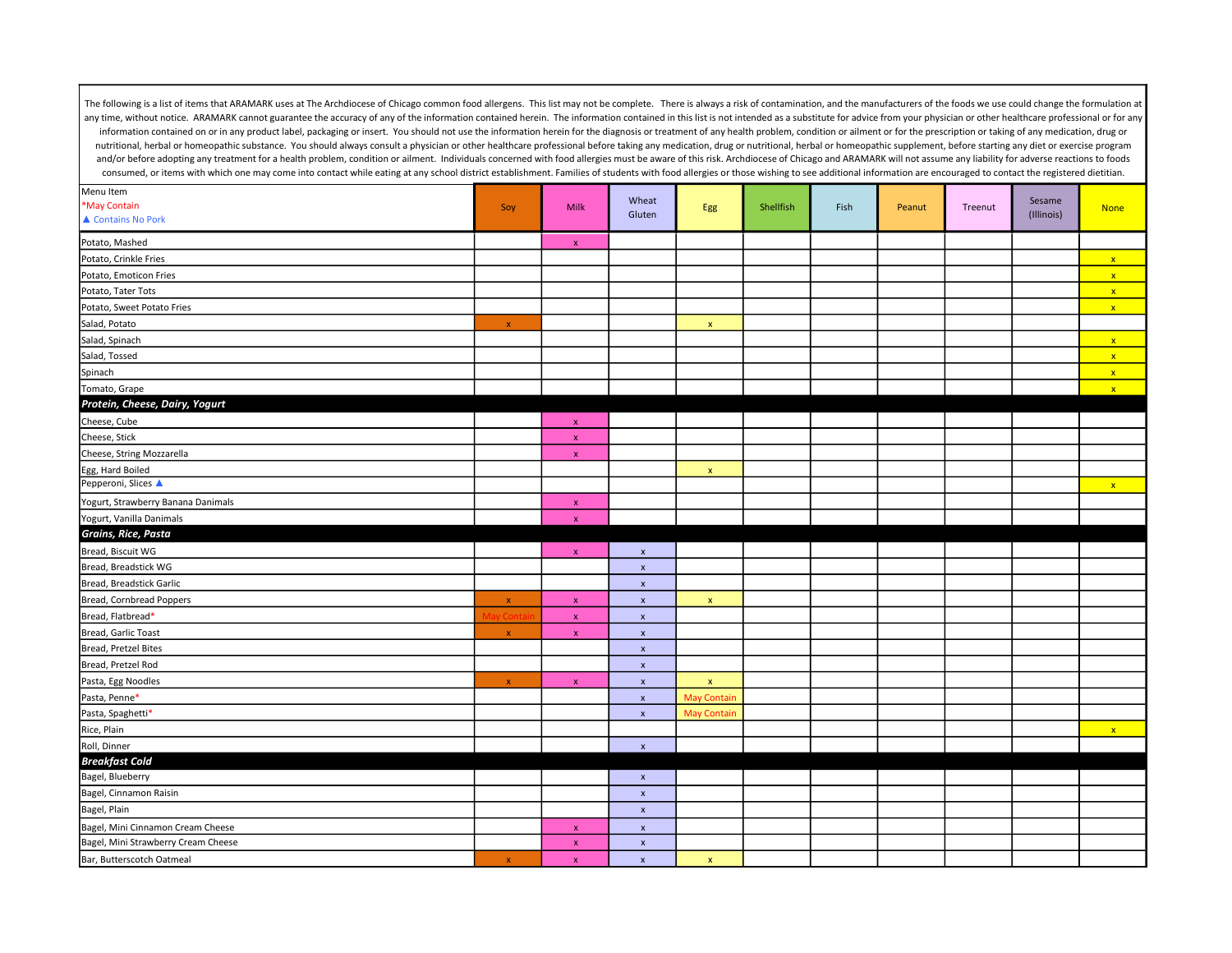The following is a list of items that ARAMARK uses at The Archdiocese of Chicago common food allergens. This list may not be complete. There is always a risk of contamination, and the manufacturers of the foods we use could change the formulation at any time, without notice. ARAMARK cannot guarantee the accuracy of any of the information contained herein. The information contained in this list is not intended as a substitute for advice from your physician or other healthcare professional or for any information contained on or in any product label, packaging or insert. You should not use the information herein for the diagnosis or treatment of any health problem, condition or ailment or for the prescription or taking of any medication, drug or nutritional, herbal or homeopathic substance. You should always consult a physician or other healthcare professional before taking any medication, drug or nutritional, herbal or homeopathic supplement, before starting any diet or exercise program and/or before adopting any treatment for a health problem, condition or ailment. Individuals concerned with food allergies must be aware of this risk. Archdiocese of Chicago and ARAMARK will not assume any liability for adverse reactions to foods consumed, or items with which one may come into contact while eating at any school district establishment. Families of students with food allergies or those wishing to see additional information are encouraged to contact the registered dietitian.

| Menu Item<br>*May Contain<br>▲ Contains No Pork | Soy | Milk | Wheat Gluten | Egg | Shellfish | Fish | Peanut | Treenut | Sesame (Illinois) | None |
|---|---|---|---|---|---|---|---|---|---|---|
| Potato, Mashed | | x | | | | | | | | |
| Potato, Crinkle Fries | | | | | | | | | | x |
| Potato, Emoticon Fries | | | | | | | | | | x |
| Potato, Tater Tots | | | | | | | | | | x |
| Potato, Sweet Potato Fries | | | | | | | | | | x |
| Salad, Potato | x | | | x | | | | | | |
| Salad, Spinach | | | | | | | | | | x |
| Salad, Tossed | | | | | | | | | | x |
| Spinach | | | | | | | | | | x |
| Tomato, Grape | | | | | | | | | | x |
| ***Protein, Cheese, Dairy, Yogurt*** | | | | | | | | | | |
| Cheese, Cube | | x | | | | | | | | |
| Cheese, Stick | | x | | | | | | | | |
| Cheese, String Mozzarella | | x | | | | | | | | |
| Egg, Hard Boiled | | | | x | | | | | | |
| Pepperoni, Slices ▲ | | | | | | | | | | x |
| Yogurt, Strawberry Banana Danimals | | x | | | | | | | | |
| Yogurt, Vanilla Danimals | | x | | | | | | | | |
| ***Grains, Rice, Pasta*** | | | | | | | | | | |
| Bread, Biscuit WG | | x | x | | | | | | | |
| Bread, Breadstick WG | | | x | | | | | | | |
| Bread, Breadstick Garlic | | | x | | | | | | | |
| Bread, Cornbread Poppers | x | x | x | x | | | | | | |
| Bread, Flatbread* | May Contain | x | x | | | | | | | |
| Bread, Garlic Toast | x | x | x | | | | | | | |
| Bread, Pretzel Bites | | | x | | | | | | | |
| Bread, Pretzel Rod | | | x | | | | | | | |
| Pasta, Egg Noodles | x | x | x | x | | | | | | |
| Pasta, Penne* | | | x | May Contain | | | | | | |
| Pasta, Spaghetti* | | | x | May Contain | | | | | | |
| Rice, Plain | | | | | | | | | | x |
| Roll, Dinner | | | x | | | | | | | |
| ***Breakfast Cold*** | | | | | | | | | | |
| Bagel, Blueberry | | | x | | | | | | | |
| Bagel, Cinnamon Raisin | | | x | | | | | | | |
| Bagel, Plain | | | x | | | | | | | |
| Bagel, Mini Cinnamon Cream Cheese | | x | x | | | | | | | |
| Bagel, Mini Strawberry Cream Cheese | | x | x | | | | | | | |
| Bar, Butterscotch Oatmeal | x | x | x | x | | | | | | |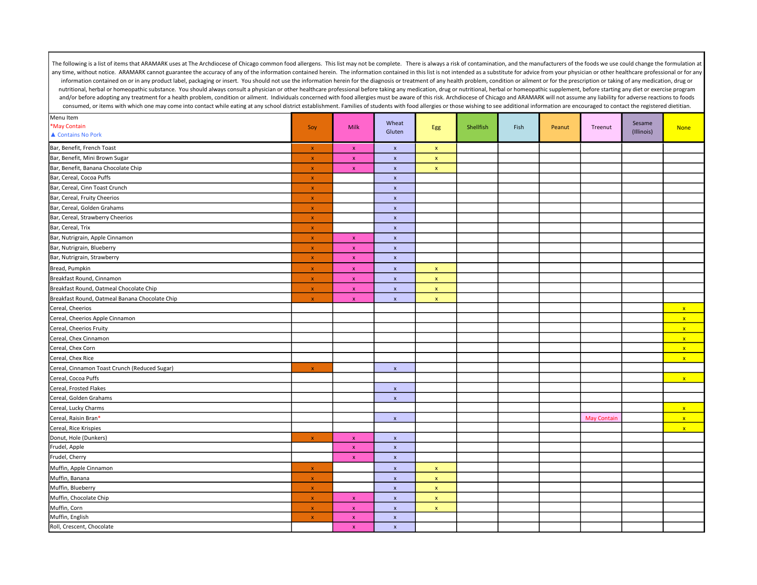The following is a list of items that ARAMARK uses at The Archdiocese of Chicago common food allergens. This list may not be complete. There is always a risk of contamination, and the manufacturers of the foods we use could change the formulation at any time, without notice. ARAMARK cannot guarantee the accuracy of any of the information contained herein. The information contained in this list is not intended as a substitute for advice from your physician or other healthcare professional or for any information contained on or in any product label, packaging or insert. You should not use the information herein for the diagnosis or treatment of any health problem, condition or ailment or for the prescription or taking of any medication, drug or nutritional, herbal or homeopathic substance. You should always consult a physician or other healthcare professional before taking any medication, drug or nutritional, herbal or homeopathic supplement, before starting any diet or exercise program and/or before adopting any treatment for a health problem, condition or ailment. Individuals concerned with food allergies must be aware of this risk. Archdiocese of Chicago and ARAMARK will not assume any liability for adverse reactions to foods consumed, or items with which one may come into contact while eating at any school district establishment. Families of students with food allergies or those wishing to see additional information are encouraged to contact the registered dietitian.

| Menu Item<br>*May Contain<br>▲ Contains No Pork | Soy | Milk | Wheat Gluten | Egg | Shellfish | Fish | Peanut | Treenut | Sesame (Illinois) | None |
|---|---|---|---|---|---|---|---|---|---|---|
| Bar, Benefit, French Toast | x | x | x | x | | | | | | |
| Bar, Benefit, Mini Brown Sugar | x | x | x | x | | | | | | |
| Bar, Benefit, Banana Chocolate Chip | x | x | x | x | | | | | | |
| Bar, Cereal, Cocoa Puffs | x | | x | | | | | | | |
| Bar, Cereal, Cinn Toast Crunch | x | | x | | | | | | | |
| Bar, Cereal, Fruity Cheerios | x | | x | | | | | | | |
| Bar, Cereal, Golden Grahams | x | | x | | | | | | | |
| Bar, Cereal, Strawberry Cheerios | x | | x | | | | | | | |
| Bar, Cereal, Trix | x | | x | | | | | | | |
| Bar, Nutrigrain, Apple Cinnamon | x | x | x | | | | | | | |
| Bar, Nutrigrain, Blueberry | x | x | x | | | | | | | |
| Bar, Nutrigrain, Strawberry | x | x | x | | | | | | | |
| Bread, Pumpkin | x | x | x | x | | | | | | |
| Breakfast Round, Cinnamon | x | x | x | x | | | | | | |
| Breakfast Round, Oatmeal Chocolate Chip | x | x | x | x | | | | | | |
| Breakfast Round, Oatmeal Banana Chocolate Chip | x | x | x | x | | | | | | |
| Cereal, Cheerios | | | | | | | | | | x |
| Cereal, Cheerios Apple Cinnamon | | | | | | | | | | x |
| Cereal, Cheerios Fruity | | | | | | | | | | x |
| Cereal, Chex Cinnamon | | | | | | | | | | x |
| Cereal, Chex Corn | | | | | | | | | | x |
| Cereal, Chex Rice | | | | | | | | | | x |
| Cereal, Cinnamon Toast Crunch (Reduced Sugar) | x | | x | | | | | | | |
| Cereal, Cocoa Puffs | | | | | | | | | | x |
| Cereal, Frosted Flakes | | | x | | | | | | | |
| Cereal, Golden Grahams | | | x | | | | | | | |
| Cereal, Lucky Charms | | | | | | | | | | x |
| Cereal, Raisin Bran* | | | x | | | | | May Contain | | x |
| Cereal, Rice Krispies | | | | | | | | | | x |
| Donut, Hole (Dunkers) | x | x | x | | | | | | | |
| Frudel, Apple | | x | x | | | | | | | |
| Frudel, Cherry | | x | x | | | | | | | |
| Muffin, Apple Cinnamon | x | | x | x | | | | | | |
| Muffin, Banana | x | | x | x | | | | | | |
| Muffin, Blueberry | x | | x | x | | | | | | |
| Muffin, Chocolate Chip | x | x | x | x | | | | | | |
| Muffin, Corn | x | x | x | x | | | | | | |
| Muffin, English | x | x | x | | | | | | | |
| Roll, Crescent, Chocolate | | x | x | | | | | | | |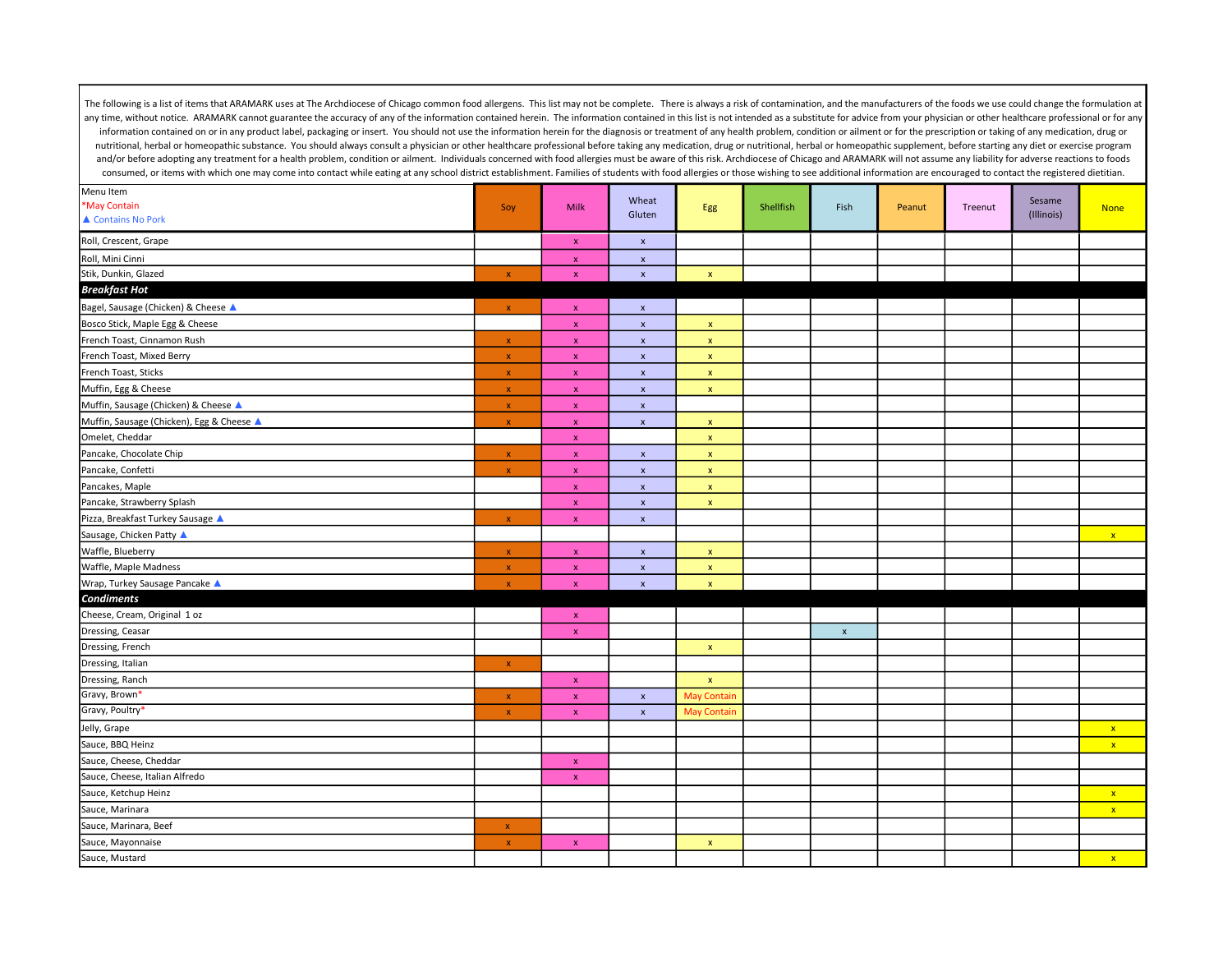The following is a list of items that ARAMARK uses at The Archdiocese of Chicago common food allergens. This list may not be complete. There is always a risk of contamination, and the manufacturers of the foods we use could change the formulation at any time, without notice. ARAMARK cannot guarantee the accuracy of any of the information contained herein. The information contained in this list is not intended as a substitute for advice from your physician or other healthcare professional or for any information contained on or in any product label, packaging or insert. You should not use the information herein for the diagnosis or treatment of any health problem, condition or ailment or for the prescription or taking of any medication, drug or nutritional, herbal or homeopathic substance. You should always consult a physician or other healthcare professional before taking any medication, drug or nutritional, herbal or homeopathic supplement, before starting any diet or exercise program and/or before adopting any treatment for a health problem, condition or ailment. Individuals concerned with food allergies must be aware of this risk. Archdiocese of Chicago and ARAMARK will not assume any liability for adverse reactions to foods consumed, or items with which one may come into contact while eating at any school district establishment. Families of students with food allergies or those wishing to see additional information are encouraged to contact the registered dietitian.

| Menu Item<br>*May Contain<br>▲ Contains No Pork | Soy | Milk | Wheat Gluten | Egg | Shellfish | Fish | Peanut | Treenut | Sesame (Illinois) | None |
|---|---|---|---|---|---|---|---|---|---|---|
| Roll, Crescent, Grape | | x | x | | | | | | | |
| Roll, Mini Cinni | | x | x | | | | | | | |
| Stik, Dunkin, Glazed | x | x | x | x | | | | | | |
| ***Breakfast Hot*** | | | | | | | | | | |
| Bagel, Sausage (Chicken) & Cheese ▲ | x | x | x | | | | | | | |
| Bosco Stick, Maple Egg & Cheese | | x | x | x | | | | | | |
| French Toast, Cinnamon Rush | x | x | x | x | | | | | | |
| French Toast, Mixed Berry | x | x | x | x | | | | | | |
| French Toast, Sticks | x | x | x | x | | | | | | |
| Muffin, Egg & Cheese | x | x | x | x | | | | | | |
| Muffin, Sausage (Chicken) & Cheese ▲ | x | x | x | | | | | | | |
| Muffin, Sausage (Chicken), Egg & Cheese ▲ | x | x | x | x | | | | | | |
| Omelet, Cheddar | | x | | x | | | | | | |
| Pancake, Chocolate Chip | x | x | x | x | | | | | | |
| Pancake, Confetti | x | x | x | x | | | | | | |
| Pancakes, Maple | | x | x | x | | | | | | |
| Pancake, Strawberry Splash | | x | x | x | | | | | | |
| Pizza, Breakfast Turkey Sausage ▲ | x | x | x | | | | | | | |
| Sausage, Chicken Patty ▲ | | | | | | | | | | x |
| Waffle, Blueberry | x | x | x | x | | | | | | |
| Waffle, Maple Madness | x | x | x | x | | | | | | |
| Wrap, Turkey Sausage Pancake ▲ | x | x | x | x | | | | | | |
| ***Condiments*** | | | | | | | | | | |
| Cheese, Cream, Original 1 oz | | x | | | | | | | | |
| Dressing, Ceasar | | x | | | | x | | | | |
| Dressing, French | | | | x | | | | | | |
| Dressing, Italian | x | | | | | | | | | |
| Dressing, Ranch | | x | | x | | | | | | |
| Gravy, Brown* | x | x | x | May Contain | | | | | | |
| Gravy, Poultry* | x | x | x | May Contain | | | | | | |
| Jelly, Grape | | | | | | | | | | x |
| Sauce, BBQ Heinz | | | | | | | | | | x |
| Sauce, Cheese, Cheddar | | x | | | | | | | | |
| Sauce, Cheese, Italian Alfredo | | x | | | | | | | | |
| Sauce, Ketchup Heinz | | | | | | | | | | x |
| Sauce, Marinara | | | | | | | | | | x |
| Sauce, Marinara, Beef | x | | | | | | | | | |
| Sauce, Mayonnaise | x | x | | x | | | | | | |
| Sauce, Mustard | | | | | | | | | | x |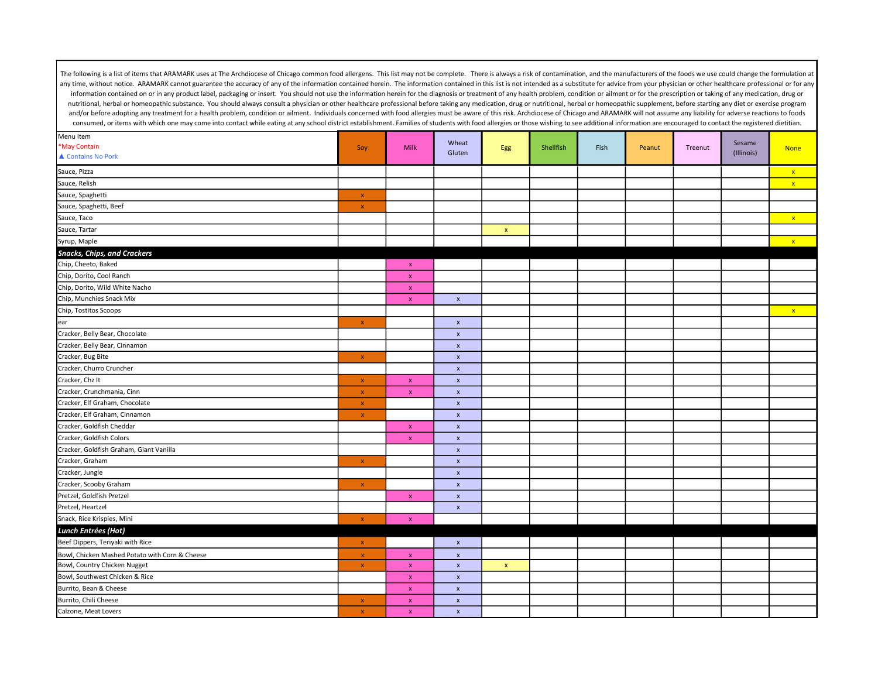The following is a list of items that ARAMARK uses at The Archdiocese of Chicago common food allergens. This list may not be complete. There is always a risk of contamination, and the manufacturers of the foods we use could change the formulation at any time, without notice. ARAMARK cannot guarantee the accuracy of any of the information contained herein. The information contained in this list is not intended as a substitute for advice from your physician or other healthcare professional or for any information contained on or in any product label, packaging or insert. You should not use the information herein for the diagnosis or treatment of any health problem, condition or ailment or for the prescription or taking of any medication, drug or nutritional, herbal or homeopathic substance. You should always consult a physician or other healthcare professional before taking any medication, drug or nutritional, herbal or homeopathic supplement, before starting any diet or exercise program and/or before adopting any treatment for a health problem, condition or ailment. Individuals concerned with food allergies must be aware of this risk. Archdiocese of Chicago and ARAMARK will not assume any liability for adverse reactions to foods consumed, or items with which one may come into contact while eating at any school district establishment. Families of students with food allergies or those wishing to see additional information are encouraged to contact the registered dietitian.

| Menu Item<br>*May Contain<br>▲ Contains No Pork | Soy | Milk | Wheat Gluten | Egg | Shellfish | Fish | Peanut | Treenut | Sesame (Illinois) | None |
|---|---|---|---|---|---|---|---|---|---|---|
| Sauce, Pizza | | | | | | | | | | x |
| Sauce, Relish | | | | | | | | | | x |
| Sauce, Spaghetti | x | | | | | | | | | |
| Sauce, Spaghetti, Beef | x | | | | | | | | | |
| Sauce, Taco | | | | | | | | | | x |
| Sauce, Tartar | | | | x | | | | | | |
| Syrup, Maple | | | | | | | | | | x |
| ***Snacks, Chips, and Crackers*** | | | | | | | | | | |
| Chip, Cheeto, Baked | | x | | | | | | | | |
| Chip, Dorito, Cool Ranch | | x | | | | | | | | |
| Chip, Dorito, Wild White Nacho | | x | | | | | | | | |
| Chip, Munchies Snack Mix | | x | x | | | | | | | |
| Chip, Tostitos Scoops | | | | | | | | | | x |
| ear | x | | x | | | | | | | |
| Cracker, Belly Bear, Chocolate | | | x | | | | | | | |
| Cracker, Belly Bear, Cinnamon | | | x | | | | | | | |
| Cracker, Bug Bite | x | | x | | | | | | | |
| Cracker, Churro Cruncher | | | x | | | | | | | |
| Cracker, Chz It | x | x | x | | | | | | | |
| Cracker, Crunchmania, Cinn | x | x | x | | | | | | | |
| Cracker, Elf Graham, Chocolate | x | | x | | | | | | | |
| Cracker, Elf Graham, Cinnamon | x | | x | | | | | | | |
| Cracker, Goldfish Cheddar | | x | x | | | | | | | |
| Cracker, Goldfish Colors | | x | x | | | | | | | |
| Cracker, Goldfish Graham, Giant Vanilla | | | x | | | | | | | |
| Cracker, Graham | x | | x | | | | | | | |
| Cracker, Jungle | | | x | | | | | | | |
| Cracker, Scooby Graham | x | | x | | | | | | | |
| Pretzel, Goldfish Pretzel | | x | x | | | | | | | |
| Pretzel, Heartzel | | | x | | | | | | | |
| Snack, Rice Krispies, Mini | x | x | | | | | | | | |
| ***Lunch Entrées (Hot)*** | | | | | | | | | | |
| Beef Dippers, Teriyaki with Rice | x | | x | | | | | | | |
| Bowl, Chicken Mashed Potato with Corn & Cheese | x | x | x | | | | | | | |
| Bowl, Country Chicken Nugget | x | x | x | x | | | | | | |
| Bowl, Southwest Chicken & Rice | | x | x | | | | | | | |
| Burrito, Bean & Cheese | | x | x | | | | | | | |
| Burrito, Chili Cheese | x | x | x | | | | | | | |
| Calzone, Meat Lovers | x | x | x | | | | | | | |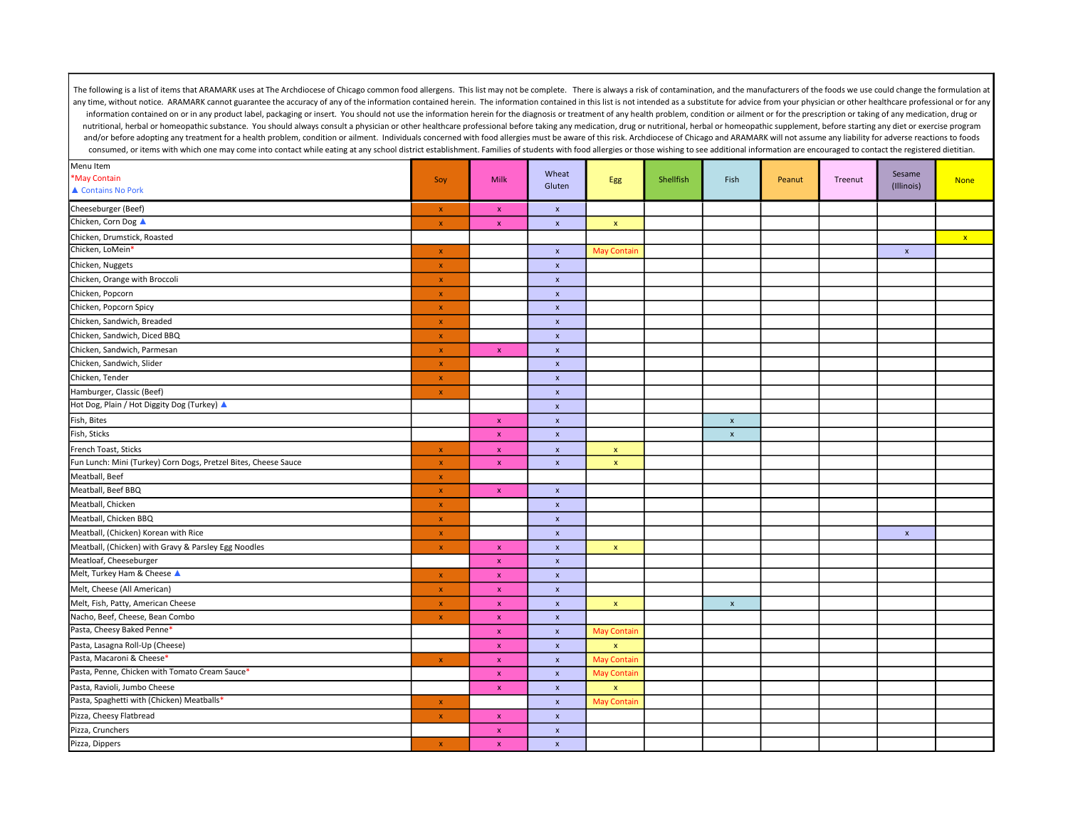The following is a list of items that ARAMARK uses at The Archdiocese of Chicago common food allergens. This list may not be complete. There is always a risk of contamination, and the manufacturers of the foods we use could change the formulation at any time, without notice. ARAMARK cannot guarantee the accuracy of any of the information contained herein. The information contained in this list is not intended as a substitute for advice from your physician or other healthcare professional or for any information contained on or in any product label, packaging or insert. You should not use the information herein for the diagnosis or treatment of any health problem, condition or ailment or for the prescription or taking of any medication, drug or nutritional, herbal or homeopathic substance. You should always consult a physician or other healthcare professional before taking any medication, drug or nutritional, herbal or homeopathic supplement, before starting any diet or exercise program and/or before adopting any treatment for a health problem, condition or ailment. Individuals concerned with food allergies must be aware of this risk. Archdiocese of Chicago and ARAMARK will not assume any liability for adverse reactions to foods consumed, or items with which one may come into contact while eating at any school district establishment. Families of students with food allergies or those wishing to see additional information are encouraged to contact the registered dietitian.

| Menu Item<br>*May Contain<br>▲ Contains No Pork | Soy | Milk | Wheat Gluten | Egg | Shellfish | Fish | Peanut | Treenut | Sesame (Illinois) | None |
|---|---|---|---|---|---|---|---|---|---|---|
| Cheeseburger (Beef) | x | x | x | | | | | | | |
| Chicken, Corn Dog ▲ | x | x | x | x | | | | | | |
| Chicken, Drumstick, Roasted | | | | | | | | | | x |
| Chicken, LoMein* | x | | x | May Contain | | | | | x | |
| Chicken, Nuggets | x | | x | | | | | | | |
| Chicken, Orange with Broccoli | x | | x | | | | | | | |
| Chicken, Popcorn | x | | x | | | | | | | |
| Chicken, Popcorn Spicy | x | | x | | | | | | | |
| Chicken, Sandwich, Breaded | x | | x | | | | | | | |
| Chicken, Sandwich, Diced BBQ | x | | x | | | | | | | |
| Chicken, Sandwich, Parmesan | x | x | x | | | | | | | |
| Chicken, Sandwich, Slider | x | | x | | | | | | | |
| Chicken, Tender | x | | x | | | | | | | |
| Hamburger, Classic (Beef) | x | | x | | | | | | | |
| Hot Dog, Plain / Hot Diggity Dog (Turkey) ▲ | | | x | | | | | | | |
| Fish, Bites | | x | x | | | x | | | | |
| Fish, Sticks | | x | x | | | x | | | | |
| French Toast, Sticks | x | x | x | x | | | | | | |
| Fun Lunch: Mini (Turkey) Corn Dogs, Pretzel Bites, Cheese Sauce | x | x | x | x | | | | | | |
| Meatball, Beef | x | | | | | | | | | |
| Meatball, Beef BBQ | x | x | x | | | | | | | |
| Meatball, Chicken | x | | x | | | | | | | |
| Meatball, Chicken BBQ | x | | x | | | | | | | |
| Meatball, (Chicken) Korean with Rice | x | | x | | | | | | x | |
| Meatball, (Chicken) with Gravy & Parsley Egg Noodles | x | x | x | x | | | | | | |
| Meatloaf, Cheeseburger | | x | x | | | | | | | |
| Melt, Turkey Ham & Cheese ▲ | x | x | x | | | | | | | |
| Melt, Cheese (All American) | x | x | x | | | | | | | |
| Melt, Fish, Patty, American Cheese | x | x | x | x | | x | | | | |
| Nacho, Beef, Cheese, Bean Combo | x | x | x | | | | | | | |
| Pasta, Cheesy Baked Penne* | | x | x | May Contain | | | | | | |
| Pasta, Lasagna Roll-Up (Cheese) | | x | x | x | | | | | | |
| Pasta, Macaroni & Cheese* | x | x | x | May Contain | | | | | | |
| Pasta, Penne, Chicken with Tomato Cream Sauce* | | x | x | May Contain | | | | | | |
| Pasta, Ravioli, Jumbo Cheese | | x | x | x | | | | | | |
| Pasta, Spaghetti with (Chicken) Meatballs* | x | | x | May Contain | | | | | | |
| Pizza, Cheesy Flatbread | x | x | x | | | | | | | |
| Pizza, Crunchers | | x | x | | | | | | | |
| Pizza, Dippers | x | x | x | | | | | | | |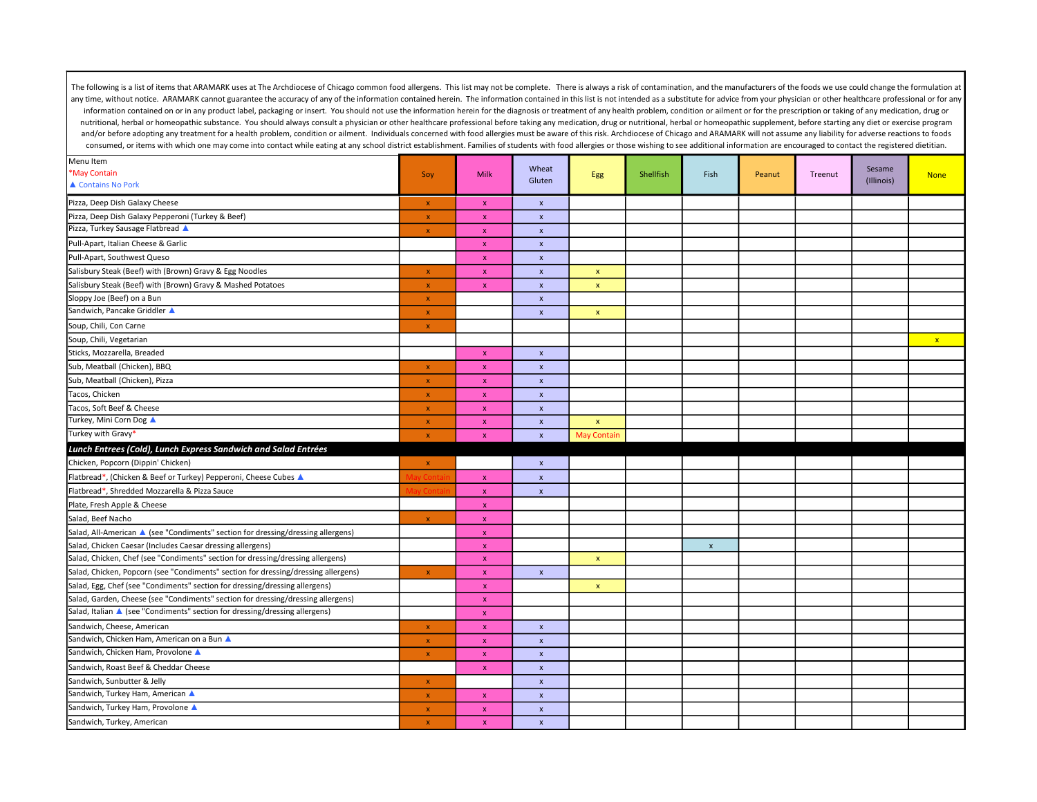The following is a list of items that ARAMARK uses at The Archdiocese of Chicago common food allergens. This list may not be complete. There is always a risk of contamination, and the manufacturers of the foods we use could change the formulation at any time, without notice. ARAMARK cannot guarantee the accuracy of any of the information contained herein. The information contained in this list is not intended as a substitute for advice from your physician or other healthcare professional or for any information contained on or in any product label, packaging or insert. You should not use the information herein for the diagnosis or treatment of any health problem, condition or ailment or for the prescription or taking of any medication, drug or nutritional, herbal or homeopathic substance. You should always consult a physician or other healthcare professional before taking any medication, drug or nutritional, herbal or homeopathic supplement, before starting any diet or exercise program and/or before adopting any treatment for a health problem, condition or ailment. Individuals concerned with food allergies must be aware of this risk. Archdiocese of Chicago and ARAMARK will not assume any liability for adverse reactions to foods consumed, or items with which one may come into contact while eating at any school district establishment. Families of students with food allergies or those wishing to see additional information are encouraged to contact the registered dietitian.

| Menu Item<br>*May Contain<br>▲ Contains No Pork | Soy | Milk | Wheat Gluten | Egg | Shellfish | Fish | Peanut | Treenut | Sesame (Illinois) | None |
|---|---|---|---|---|---|---|---|---|---|---|
| Pizza, Deep Dish Galaxy Cheese | x | x | x | | | | | | | |
| Pizza, Deep Dish Galaxy Pepperoni (Turkey & Beef) | x | x | x | | | | | | | |
| Pizza, Turkey Sausage Flatbread ▲ | x | x | x | | | | | | | |
| Pull-Apart, Italian Cheese & Garlic | | x | x | | | | | | | |
| Pull-Apart, Southwest Queso | | x | x | | | | | | | |
| Salisbury Steak (Beef) with (Brown) Gravy & Egg Noodles | x | x | x | x | | | | | | |
| Salisbury Steak (Beef) with (Brown) Gravy & Mashed Potatoes | x | x | x | x | | | | | | |
| Sloppy Joe (Beef) on a Bun | x | | x | | | | | | | |
| Sandwich, Pancake Griddler ▲ | x | | x | x | | | | | | |
| Soup, Chili, Con Carne | x | | | | | | | | | |
| Soup, Chili, Vegetarian | | | | | | | | | | x |
| Sticks, Mozzarella, Breaded | | x | x | | | | | | | |
| Sub, Meatball (Chicken), BBQ | x | x | x | | | | | | | |
| Sub, Meatball (Chicken), Pizza | x | x | x | | | | | | | |
| Tacos, Chicken | x | x | x | | | | | | | |
| Tacos, Soft Beef & Cheese | x | x | x | | | | | | | |
| Turkey, Mini Corn Dog ▲ | x | x | x | x | | | | | | |
| Turkey with Gravy* | x | x | x | May Contain | | | | | | |
| ***Lunch Entrees (Cold), Lunch Express Sandwich and Salad Entrées*** | | | | | | | | | | |
| Chicken, Popcorn (Dippin' Chicken) | x | | x | | | | | | | |
| Flatbread*, (Chicken & Beef or Turkey) Pepperoni, Cheese Cubes ▲ | May Contain | x | x | | | | | | | |
| Flatbread*, Shredded Mozzarella & Pizza Sauce | May Contain | x | x | | | | | | | |
| Plate, Fresh Apple & Cheese | | x | | | | | | | | |
| Salad, Beef Nacho | x | x | | | | | | | | |
| Salad, All-American ▲ (see "Condiments" section for dressing/dressing allergens) | | x | | | | | | | | |
| Salad, Chicken Caesar (Includes Caesar dressing allergens) | | x | | | | x | | | | |
| Salad, Chicken, Chef (see "Condiments" section for dressing/dressing allergens) | | x | | x | | | | | | |
| Salad, Chicken, Popcorn (see "Condiments" section for dressing/dressing allergens) | x | x | x | | | | | | | |
| Salad, Egg, Chef (see "Condiments" section for dressing/dressing allergens) | | x | | x | | | | | | |
| Salad, Garden, Cheese (see "Condiments" section for dressing/dressing allergens) | | x | | | | | | | | |
| Salad, Italian ▲ (see "Condiments" section for dressing/dressing allergens) | | x | | | | | | | | |
| Sandwich, Cheese, American | x | x | x | | | | | | | |
| Sandwich, Chicken Ham, American on a Bun ▲ | x | x | x | | | | | | | |
| Sandwich, Chicken Ham, Provolone ▲ | x | x | x | | | | | | | |
| Sandwich, Roast Beef & Cheddar Cheese | | x | x | | | | | | | |
| Sandwich, Sunbutter & Jelly | x | | x | | | | | | | |
| Sandwich, Turkey Ham, American ▲ | x | x | x | | | | | | | |
| Sandwich, Turkey Ham, Provolone ▲ | x | x | x | | | | | | | |
| Sandwich, Turkey, American | x | x | x | | | | | | | |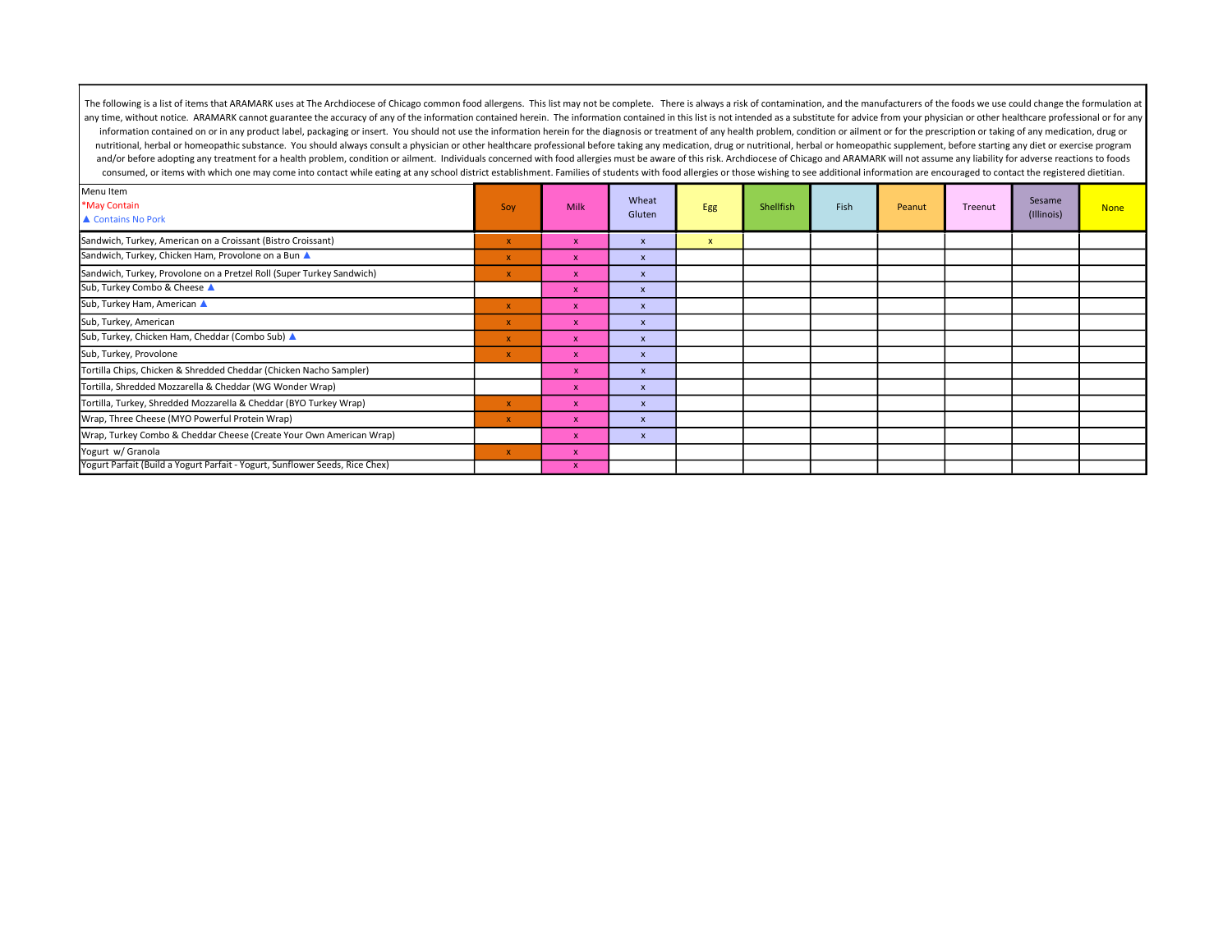The following is a list of items that ARAMARK uses at The Archdiocese of Chicago common food allergens. This list may not be complete. There is always a risk of contamination, and the manufacturers of the foods we use could change the formulation at any time, without notice. ARAMARK cannot guarantee the accuracy of any of the information contained herein. The information contained in this list is not intended as a substitute for advice from your physician or other healthcare professional or for any information contained on or in any product label, packaging or insert. You should not use the information herein for the diagnosis or treatment of any health problem, condition or ailment or for the prescription or taking of any medication, drug or nutritional, herbal or homeopathic substance. You should always consult a physician or other healthcare professional before taking any medication, drug or nutritional, herbal or homeopathic supplement, before starting any diet or exercise program and/or before adopting any treatment for a health problem, condition or ailment. Individuals concerned with food allergies must be aware of this risk. Archdiocese of Chicago and ARAMARK will not assume any liability for adverse reactions to foods consumed, or items with which one may come into contact while eating at any school district establishment. Families of students with food allergies or those wishing to see additional information are encouraged to contact the registered dietitian.

| Menu Item<br>*May Contain<br>▲ Contains No Pork | Soy | Milk | Wheat Gluten | Egg | Shellfish | Fish | Peanut | Treenut | Sesame (Illinois) | None |
|---|---|---|---|---|---|---|---|---|---|---|
| Sandwich, Turkey, American on a Croissant (Bistro Croissant) | x | x | x | x | | | | | | |
| Sandwich, Turkey, Chicken Ham, Provolone on a Bun ▲ | x | x | x | | | | | | | |
| Sandwich, Turkey, Provolone on a Pretzel Roll (Super Turkey Sandwich) | x | x | x | | | | | | | |
| Sub, Turkey Combo & Cheese ▲ | | x | x | | | | | | | |
| Sub, Turkey Ham, American ▲ | x | x | x | | | | | | | |
| Sub, Turkey, American | x | x | x | | | | | | | |
| Sub, Turkey, Chicken Ham, Cheddar (Combo Sub) ▲ | x | x | x | | | | | | | |
| Sub, Turkey, Provolone | x | x | x | | | | | | | |
| Tortilla Chips, Chicken & Shredded Cheddar (Chicken Nacho Sampler) | | x | x | | | | | | | |
| Tortilla, Shredded Mozzarella & Cheddar (WG Wonder Wrap) | | x | x | | | | | | | |
| Tortilla, Turkey, Shredded Mozzarella & Cheddar (BYO Turkey Wrap) | x | x | x | | | | | | | |
| Wrap, Three Cheese (MYO Powerful Protein Wrap) | x | x | x | | | | | | | |
| Wrap, Turkey Combo & Cheddar Cheese (Create Your Own American Wrap) | | x | x | | | | | | | |
| Yogurt w/ Granola | x | x | | | | | | | | |
| Yogurt Parfait (Build a Yogurt Parfait - Yogurt, Sunflower Seeds, Rice Chex) | | x | | | | | | | | |